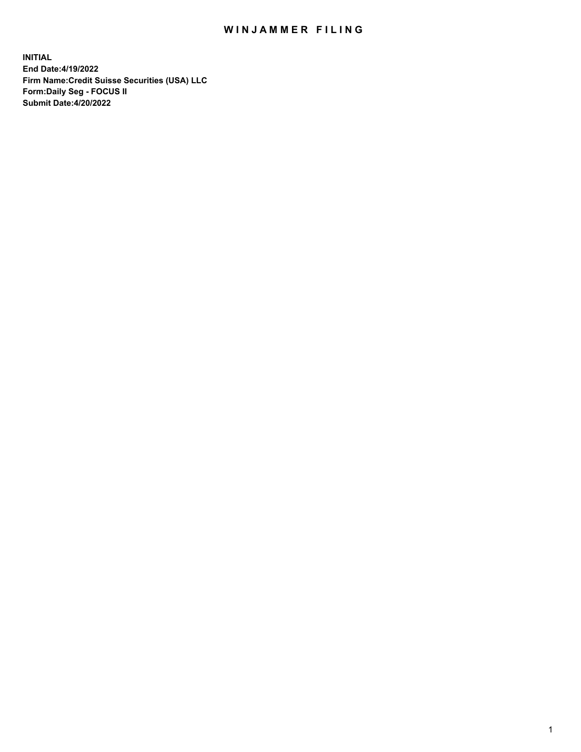# WINJAMMER FILING

**INITIAL**
**End Date:4/19/2022**
**Firm Name:Credit Suisse Securities (USA) LLC**
**Form:Daily Seg - FOCUS II**
**Submit Date:4/20/2022**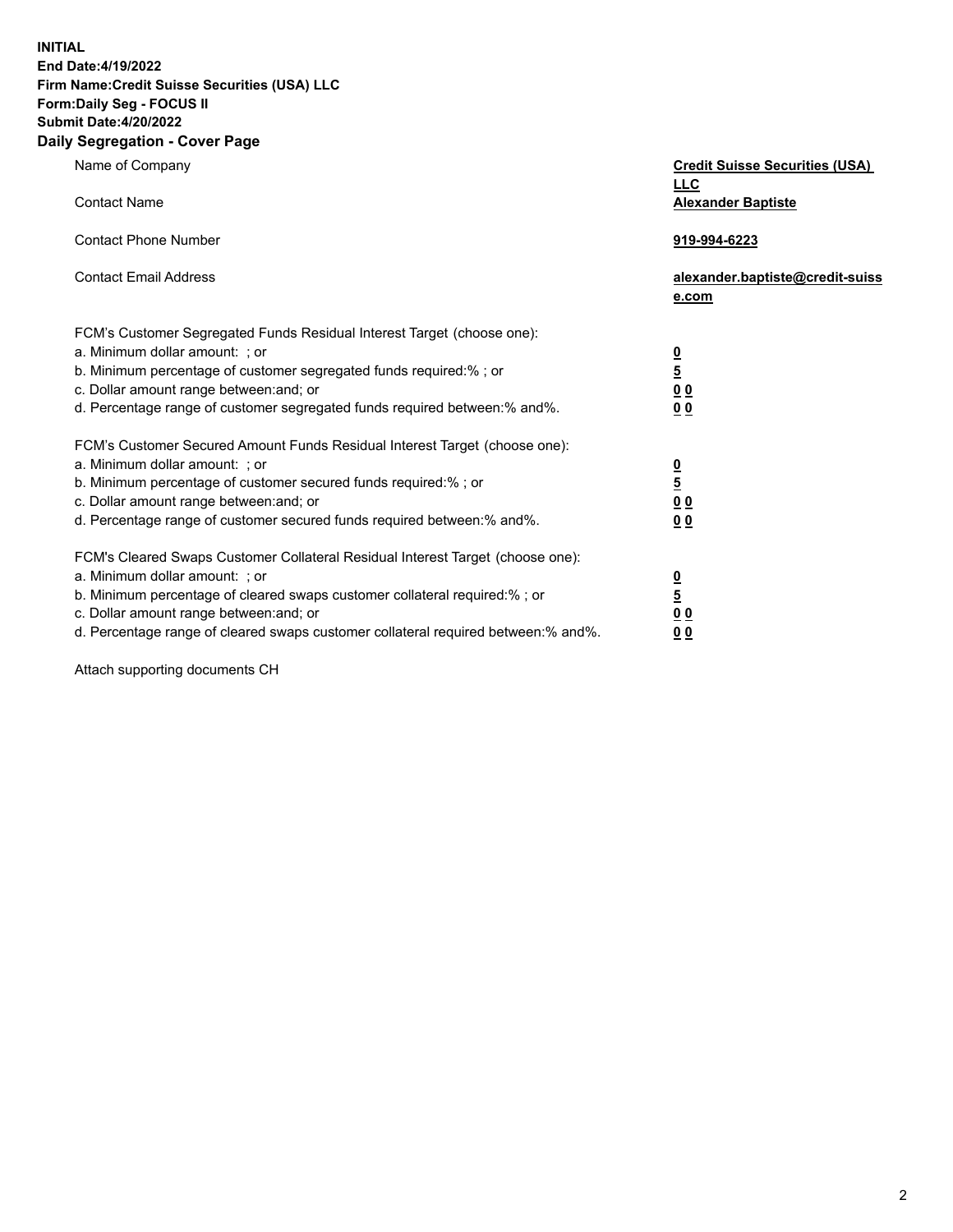**INITIAL**
**End Date:4/19/2022**
**Firm Name:Credit Suisse Securities (USA) LLC**
**Form:Daily Seg - FOCUS II**
**Submit Date:4/20/2022**

## Daily Segregation - Cover Page

| | |
|---|---|
| Name of Company | **Credit Suisse Securities (USA) LLC** |
| Contact Name | **Alexander Baptiste** |
| Contact Phone Number | **919-994-6223** |
| Contact Email Address | **alexander.baptiste@credit-suisse.com** |

| | |
|---|---|
| FCM's Customer Segregated Funds Residual Interest Target (choose one): | |
| a. Minimum dollar amount: ; or | **0** |
| b. Minimum percentage of customer segregated funds required:% ; or | **5** |
| c. Dollar amount range between:and; or | **0 0** |
| d. Percentage range of customer segregated funds required between:% and%. | **0 0** |
| FCM's Customer Secured Amount Funds Residual Interest Target (choose one): | |
| a. Minimum dollar amount: ; or | **0** |
| b. Minimum percentage of customer secured funds required:% ; or | **5** |
| c. Dollar amount range between:and; or | **0 0** |
| d. Percentage range of customer secured funds required between:% and%. | **0 0** |
| FCM's Cleared Swaps Customer Collateral Residual Interest Target (choose one): | |
| a. Minimum dollar amount: ; or | **0** |
| b. Minimum percentage of cleared swaps customer collateral required:% ; or | **5** |
| c. Dollar amount range between:and; or | **0 0** |
| d. Percentage range of cleared swaps customer collateral required between:% and%. | **0 0** |

Attach supporting documents CH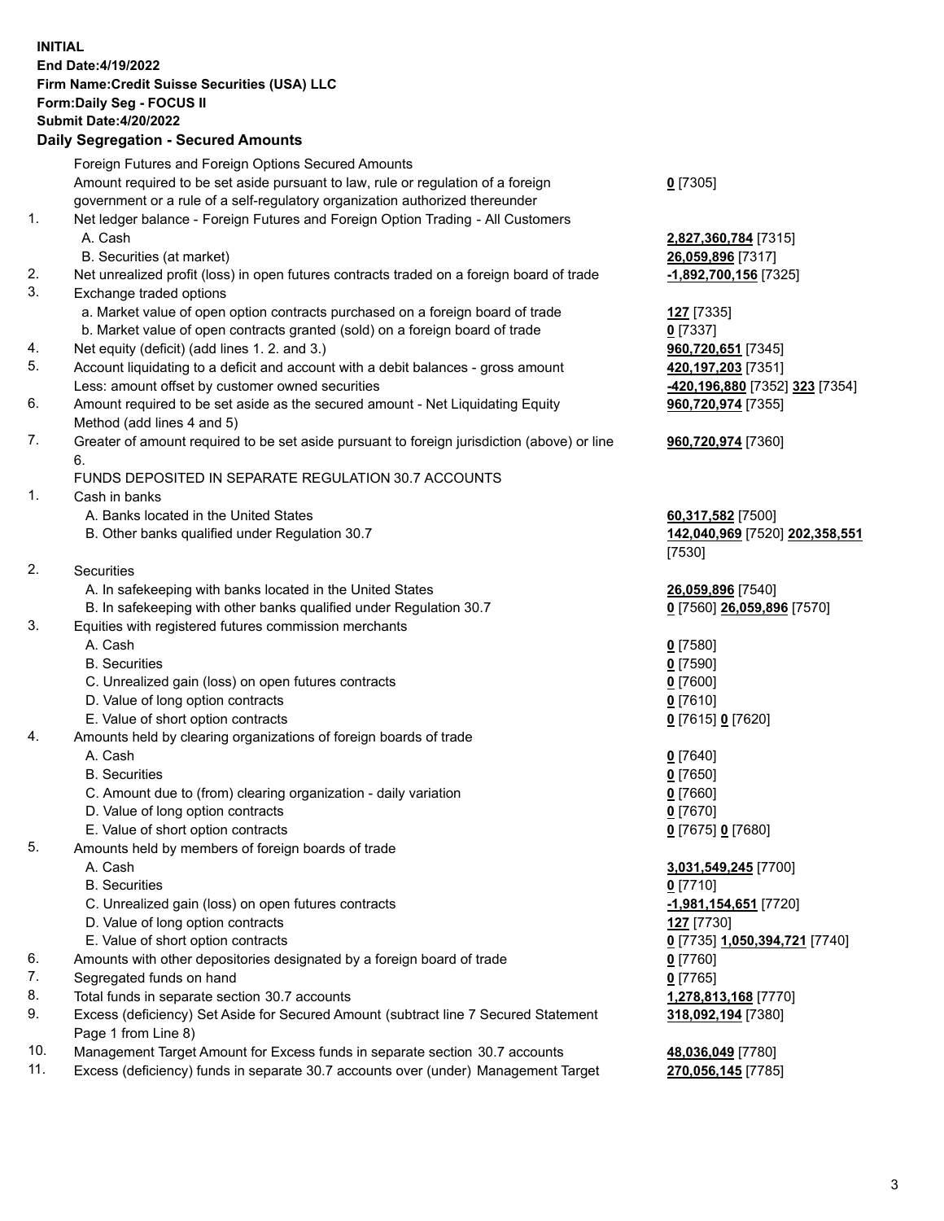**INITIAL**
**End Date:4/19/2022**
**Firm Name:Credit Suisse Securities (USA) LLC**
**Form:Daily Seg - FOCUS II**
**Submit Date:4/20/2022**

## Daily Segregation - Secured Amounts

| | | |
|---|---|---|
| | Foreign Futures and Foreign Options Secured Amounts | |
| | Amount required to be set aside pursuant to law, rule or regulation of a foreign government or a rule of a self-regulatory organization authorized thereunder | **0** [7305] |
| 1. | Net ledger balance - Foreign Futures and Foreign Option Trading - All Customers | |
| | A. Cash | **2,827,360,784** [7315] |
| | B. Securities (at market) | **26,059,896** [7317] |
| 2. | Net unrealized profit (loss) in open futures contracts traded on a foreign board of trade | **-1,892,700,156** [7325] |
| 3. | Exchange traded options | |
| | a. Market value of open option contracts purchased on a foreign board of trade | **127** [7335] |
| | b. Market value of open contracts granted (sold) on a foreign board of trade | **0** [7337] |
| 4. | Net equity (deficit) (add lines 1. 2. and 3.) | **960,720,651** [7345] |
| 5. | Account liquidating to a deficit and account with a debit balances - gross amount | **420,197,203** [7351] |
| | Less: amount offset by customer owned securities | **-420,196,880** [7352] **323** [7354] |
| 6. | Amount required to be set aside as the secured amount - Net Liquidating Equity Method (add lines 4 and 5) | **960,720,974** [7355] |
| 7. | Greater of amount required to be set aside pursuant to foreign jurisdiction (above) or line 6. | **960,720,974** [7360] |
| | FUNDS DEPOSITED IN SEPARATE REGULATION 30.7 ACCOUNTS | |
| 1. | Cash in banks | |
| | A. Banks located in the United States | **60,317,582** [7500] |
| | B. Other banks qualified under Regulation 30.7 | **142,040,969** [7520] **202,358,551** [7530] |
| 2. | Securities | |
| | A. In safekeeping with banks located in the United States | **26,059,896** [7540] |
| | B. In safekeeping with other banks qualified under Regulation 30.7 | **0** [7560] **26,059,896** [7570] |
| 3. | Equities with registered futures commission merchants | |
| | A. Cash | **0** [7580] |
| | B. Securities | **0** [7590] |
| | C. Unrealized gain (loss) on open futures contracts | **0** [7600] |
| | D. Value of long option contracts | **0** [7610] |
| | E. Value of short option contracts | **0** [7615] **0** [7620] |
| 4. | Amounts held by clearing organizations of foreign boards of trade | |
| | A. Cash | **0** [7640] |
| | B. Securities | **0** [7650] |
| | C. Amount due to (from) clearing organization - daily variation | **0** [7660] |
| | D. Value of long option contracts | **0** [7670] |
| | E. Value of short option contracts | **0** [7675] **0** [7680] |
| 5. | Amounts held by members of foreign boards of trade | |
| | A. Cash | **3,031,549,245** [7700] |
| | B. Securities | **0** [7710] |
| | C. Unrealized gain (loss) on open futures contracts | **-1,981,154,651** [7720] |
| | D. Value of long option contracts | **127** [7730] |
| | E. Value of short option contracts | **0** [7735] **1,050,394,721** [7740] |
| 6. | Amounts with other depositories designated by a foreign board of trade | **0** [7760] |
| 7. | Segregated funds on hand | **0** [7765] |
| 8. | Total funds in separate section 30.7 accounts | **1,278,813,168** [7770] |
| 9. | Excess (deficiency) Set Aside for Secured Amount (subtract line 7 Secured Statement Page 1 from Line 8) | **318,092,194** [7380] |
| 10. | Management Target Amount for Excess funds in separate section 30.7 accounts | **48,036,049** [7780] |
| 11. | Excess (deficiency) funds in separate 30.7 accounts over (under) Management Target | **270,056,145** [7785] |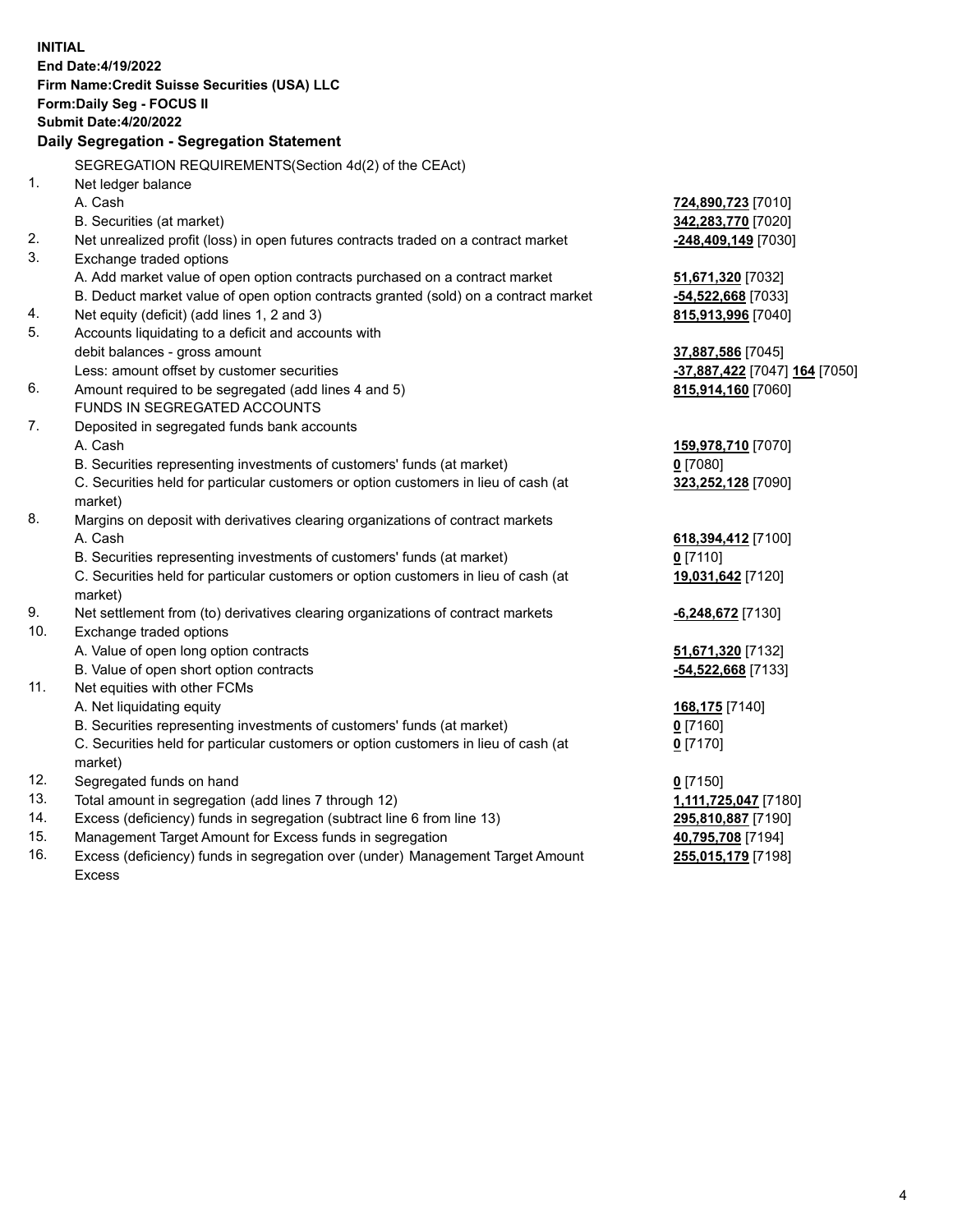**INITIAL**
**End Date:4/19/2022**
**Firm Name:Credit Suisse Securities (USA) LLC**
**Form:Daily Seg - FOCUS II**
**Submit Date:4/20/2022**

## Daily Segregation - Segregation Statement

SEGREGATION REQUIREMENTS(Section 4d(2) of the CEAct)

| | | |
|---|---|---|
| 1. | Net ledger balance | |
| | A. Cash | **724,890,723** [7010] |
| | B. Securities (at market) | **342,283,770** [7020] |
| 2. | Net unrealized profit (loss) in open futures contracts traded on a contract market | **-248,409,149** [7030] |
| 3. | Exchange traded options | |
| | A. Add market value of open option contracts purchased on a contract market | **51,671,320** [7032] |
| | B. Deduct market value of open option contracts granted (sold) on a contract market | **-54,522,668** [7033] |
| 4. | Net equity (deficit) (add lines 1, 2 and 3) | **815,913,996** [7040] |
| 5. | Accounts liquidating to a deficit and accounts with debit balances - gross amount | **37,887,586** [7045] |
| | Less: amount offset by customer securities | **-37,887,422** [7047] **164** [7050] |
| 6. | Amount required to be segregated (add lines 4 and 5) | **815,914,160** [7060] |
| | FUNDS IN SEGREGATED ACCOUNTS | |
| 7. | Deposited in segregated funds bank accounts | |
| | A. Cash | **159,978,710** [7070] |
| | B. Securities representing investments of customers' funds (at market) | **0** [7080] |
| | C. Securities held for particular customers or option customers in lieu of cash (at market) | **323,252,128** [7090] |
| 8. | Margins on deposit with derivatives clearing organizations of contract markets | |
| | A. Cash | **618,394,412** [7100] |
| | B. Securities representing investments of customers' funds (at market) | **0** [7110] |
| | C. Securities held for particular customers or option customers in lieu of cash (at market) | **19,031,642** [7120] |
| 9. | Net settlement from (to) derivatives clearing organizations of contract markets | **-6,248,672** [7130] |
| 10. | Exchange traded options | |
| | A. Value of open long option contracts | **51,671,320** [7132] |
| | B. Value of open short option contracts | **-54,522,668** [7133] |
| 11. | Net equities with other FCMs | |
| | A. Net liquidating equity | **168,175** [7140] |
| | B. Securities representing investments of customers' funds (at market) | **0** [7160] |
| | C. Securities held for particular customers or option customers in lieu of cash (at market) | **0** [7170] |
| 12. | Segregated funds on hand | **0** [7150] |
| 13. | Total amount in segregation (add lines 7 through 12) | **1,111,725,047** [7180] |
| 14. | Excess (deficiency) funds in segregation (subtract line 6 from line 13) | **295,810,887** [7190] |
| 15. | Management Target Amount for Excess funds in segregation | **40,795,708** [7194] |
| 16. | Excess (deficiency) funds in segregation over (under) Management Target Amount Excess | **255,015,179** [7198] |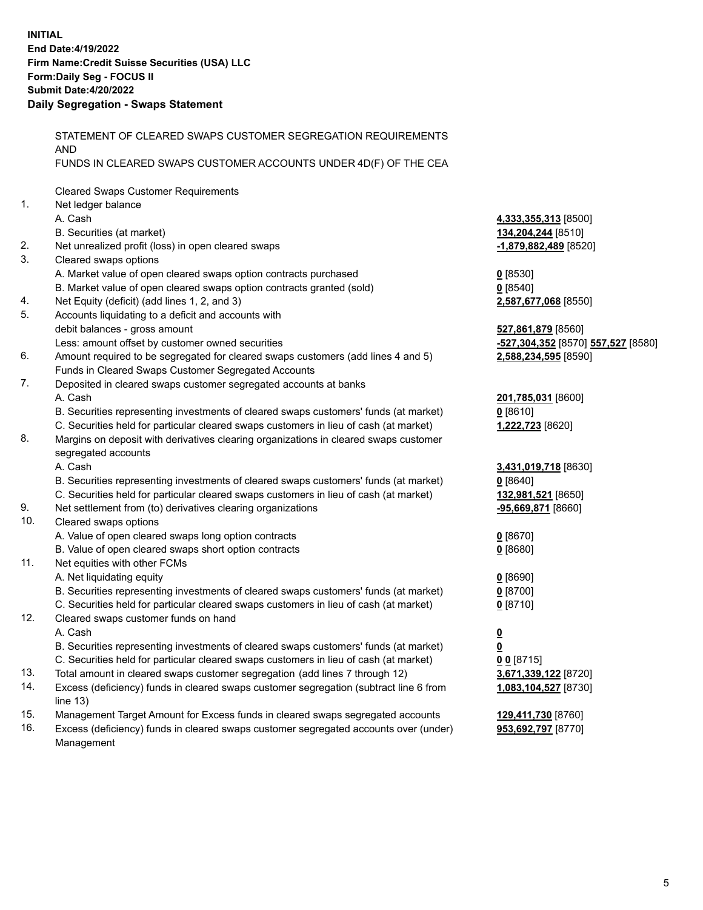**INITIAL**
**End Date:4/19/2022**
**Firm Name:Credit Suisse Securities (USA) LLC**
**Form:Daily Seg - FOCUS II**
**Submit Date:4/20/2022**
**Daily Segregation - Swaps Statement**

STATEMENT OF CLEARED SWAPS CUSTOMER SEGREGATION REQUIREMENTS AND
FUNDS IN CLEARED SWAPS CUSTOMER ACCOUNTS UNDER 4D(F) OF THE CEA

| | | |
|---|---|---|
| | Cleared Swaps Customer Requirements | |
| 1. | Net ledger balance | |
| | A. Cash | **4,333,355,313** [8500] |
| | B. Securities (at market) | **134,204,244** [8510] |
| 2. | Net unrealized profit (loss) in open cleared swaps | **-1,879,882,489** [8520] |
| 3. | Cleared swaps options | |
| | A. Market value of open cleared swaps option contracts purchased | **0** [8530] |
| | B. Market value of open cleared swaps option contracts granted (sold) | **0** [8540] |
| 4. | Net Equity (deficit) (add lines 1, 2, and 3) | **2,587,677,068** [8550] |
| 5. | Accounts liquidating to a deficit and accounts with debit balances - gross amount | **527,861,879** [8560] |
| | Less: amount offset by customer owned securities | **-527,304,352** [8570] **557,527** [8580] |
| 6. | Amount required to be segregated for cleared swaps customers (add lines 4 and 5) | **2,588,234,595** [8590] |
| | Funds in Cleared Swaps Customer Segregated Accounts | |
| 7. | Deposited in cleared swaps customer segregated accounts at banks | |
| | A. Cash | **201,785,031** [8600] |
| | B. Securities representing investments of cleared swaps customers' funds (at market) | **0** [8610] |
| | C. Securities held for particular cleared swaps customers in lieu of cash (at market) | **1,222,723** [8620] |
| 8. | Margins on deposit with derivatives clearing organizations in cleared swaps customer segregated accounts | |
| | A. Cash | **3,431,019,718** [8630] |
| | B. Securities representing investments of cleared swaps customers' funds (at market) | **0** [8640] |
| | C. Securities held for particular cleared swaps customers in lieu of cash (at market) | **132,981,521** [8650] |
| 9. | Net settlement from (to) derivatives clearing organizations | **-95,669,871** [8660] |
| 10. | Cleared swaps options | |
| | A. Value of open cleared swaps long option contracts | **0** [8670] |
| | B. Value of open cleared swaps short option contracts | **0** [8680] |
| 11. | Net equities with other FCMs | |
| | A. Net liquidating equity | **0** [8690] |
| | B. Securities representing investments of cleared swaps customers' funds (at market) | **0** [8700] |
| | C. Securities held for particular cleared swaps customers in lieu of cash (at market) | **0** [8710] |
| 12. | Cleared swaps customer funds on hand | |
| | A. Cash | **0** |
| | B. Securities representing investments of cleared swaps customers' funds (at market) | **0** |
| | C. Securities held for particular cleared swaps customers in lieu of cash (at market) | **0** **0** [8715] |
| 13. | Total amount in cleared swaps customer segregation (add lines 7 through 12) | **3,671,339,122** [8720] |
| 14. | Excess (deficiency) funds in cleared swaps customer segregation (subtract line 6 from line 13) | **1,083,104,527** [8730] |
| 15. | Management Target Amount for Excess funds in cleared swaps segregated accounts | **129,411,730** [8760] |
| 16. | Excess (deficiency) funds in cleared swaps customer segregated accounts over (under) Management | **953,692,797** [8770] |